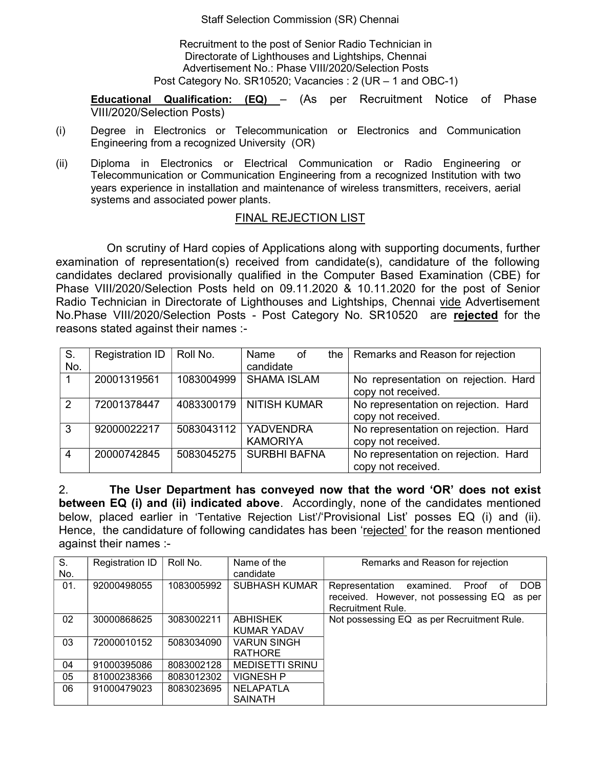Staff Selection Commission (SR) Chennai

Recruitment to the post of Senior Radio Technician in Directorate of Lighthouses and Lightships, Chennai
Advertisement No.: Phase VIII/2020/Selection Posts
Post Category No. SR10520; Vacancies : 2 (UR – 1 and OBC-1)

**Educational Qualification: (EQ)** – (As per Recruitment Notice of Phase VIII/2020/Selection Posts)

(i) Degree in Electronics or Telecommunication or Electronics and Communication Engineering from a recognized University (OR)

(ii) Diploma in Electronics or Electrical Communication or Radio Engineering or Telecommunication or Communication Engineering from a recognized Institution with two years experience in installation and maintenance of wireless transmitters, receivers, aerial systems and associated power plants.

## FINAL REJECTION LIST

On scrutiny of Hard copies of Applications along with supporting documents, further examination of representation(s) received from candidate(s), candidature of the following candidates declared provisionally qualified in the Computer Based Examination (CBE) for Phase VIII/2020/Selection Posts held on 09.11.2020 & 10.11.2020 for the post of Senior Radio Technician in Directorate of Lighthouses and Lightships, Chennai vide Advertisement No.Phase VIII/2020/Selection Posts - Post Category No. SR10520 are **rejected** for the reasons stated against their names :-

| S. No. | Registration ID | Roll No. | Name of the candidate | Remarks and Reason for rejection |
|---|---|---|---|---|
| 1 | 20001319561 | 1083004999 | SHAMA ISLAM | No representation on rejection. Hard copy not received. |
| 2 | 72001378447 | 4083300179 | NITISH KUMAR | No representation on rejection. Hard copy not received. |
| 3 | 92000022217 | 5083043112 | YADVENDRA KAMORIYA | No representation on rejection. Hard copy not received. |
| 4 | 20000742845 | 5083045275 | SURBHI BAFNA | No representation on rejection. Hard copy not received. |

2. **The User Department has conveyed now that the word 'OR' does not exist between EQ (i) and (ii) indicated above**. Accordingly, none of the candidates mentioned below, placed earlier in 'Tentative Rejection List'/'Provisional List' posses EQ (i) and (ii). Hence, the candidature of following candidates has been 'rejected' for the reason mentioned against their names :-

| S. No. | Registration ID | Roll No. | Name of the candidate | Remarks and Reason for rejection |
|---|---|---|---|---|
| 01. | 92000498055 | 1083005992 | SUBHASH KUMAR | Representation examined. Proof of DOB received. However, not possessing EQ as per Recruitment Rule. |
| 02 | 30000868625 | 3083002211 | ABHISHEK KUMAR YADAV | Not possessing EQ as per Recruitment Rule. |
| 03 | 72000010152 | 5083034090 | VARUN SINGH RATHORE | |
| 04 | 91000395086 | 8083002128 | MEDISETTI SRINU | |
| 05 | 81000238366 | 8083012302 | VIGNESH P | |
| 06 | 91000479023 | 8083023695 | NELAPATLA SAINATH | |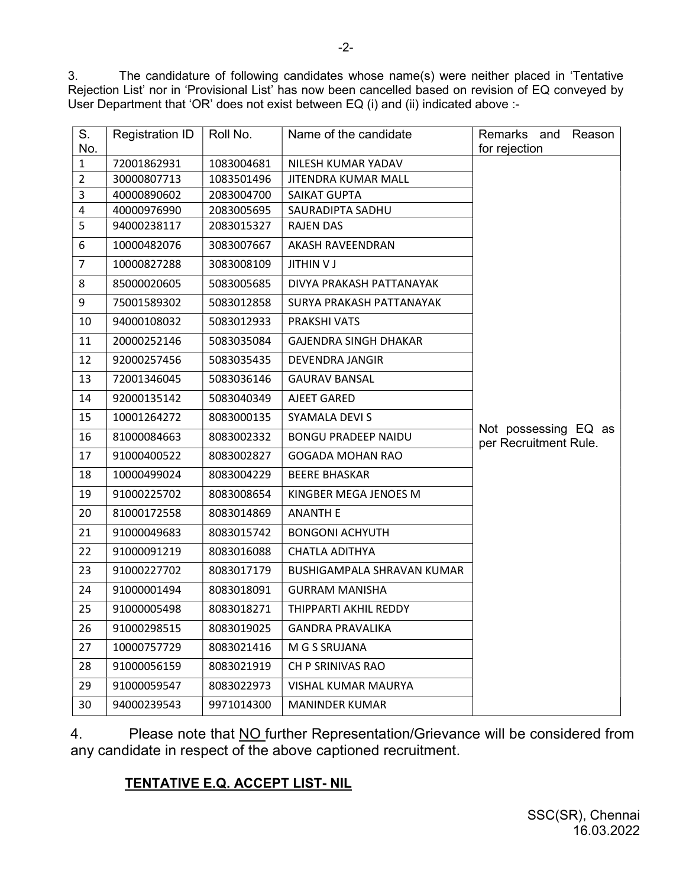3. The candidature of following candidates whose name(s) were neither placed in 'Tentative Rejection List' nor in 'Provisional List' has now been cancelled based on revision of EQ conveyed by User Department that 'OR' does not exist between EQ (i) and (ii) indicated above :-

| S. No. | Registration ID | Roll No. | Name of the candidate | Remarks and Reason for rejection |
|---|---|---|---|---|
| 1 | 72001862931 | 1083004681 | NILESH KUMAR YADAV | Not possessing EQ as per Recruitment Rule. |
| 2 | 30000807713 | 1083501496 | JITENDRA KUMAR MALL | |
| 3 | 40000890602 | 2083004700 | SAIKAT GUPTA | |
| 4 | 40000976990 | 2083005695 | SAURADIPTA SADHU | |
| 5 | 94000238117 | 2083015327 | RAJEN DAS | |
| 6 | 10000482076 | 3083007667 | AKASH RAVEENDRAN | |
| 7 | 10000827288 | 3083008109 | JITHIN V J | |
| 8 | 85000020605 | 5083005685 | DIVYA PRAKASH PATTANAYAK | |
| 9 | 75001589302 | 5083012858 | SURYA PRAKASH PATTANAYAK | |
| 10 | 94000108032 | 5083012933 | PRAKSHI VATS | |
| 11 | 20000252146 | 5083035084 | GAJENDRA SINGH DHAKAR | |
| 12 | 92000257456 | 5083035435 | DEVENDRA JANGIR | |
| 13 | 72001346045 | 5083036146 | GAURAV BANSAL | |
| 14 | 92000135142 | 5083040349 | AJEET GARED | |
| 15 | 10001264272 | 8083000135 | SYAMALA DEVI S | |
| 16 | 81000084663 | 8083002332 | BONGU PRADEEP NAIDU | |
| 17 | 91000400522 | 8083002827 | GOGADA MOHAN RAO | |
| 18 | 10000499024 | 8083004229 | BEERE BHASKAR | |
| 19 | 91000225702 | 8083008654 | KINGBER MEGA JENOES M | |
| 20 | 81000172558 | 8083014869 | ANANTH E | |
| 21 | 91000049683 | 8083015742 | BONGONI ACHYUTH | |
| 22 | 91000091219 | 8083016088 | CHATLA ADITHYA | |
| 23 | 91000227702 | 8083017179 | BUSHIGAMPALA SHRAVAN KUMAR | |
| 24 | 91000001494 | 8083018091 | GURRAM MANISHA | |
| 25 | 91000005498 | 8083018271 | THIPPARTI AKHIL REDDY | |
| 26 | 91000298515 | 8083019025 | GANDRA PRAVALIKA | |
| 27 | 10000757729 | 8083021416 | M G S SRUJANA | |
| 28 | 91000056159 | 8083021919 | CH P SRINIVAS RAO | |
| 29 | 91000059547 | 8083022973 | VISHAL KUMAR MAURYA | |
| 30 | 94000239543 | 9971014300 | MANINDER KUMAR | |

4. Please note that NO further Representation/Grievance will be considered from any candidate in respect of the above captioned recruitment.

**TENTATIVE E.Q. ACCEPT LIST- NIL**

SSC(SR), Chennai
16.03.2022